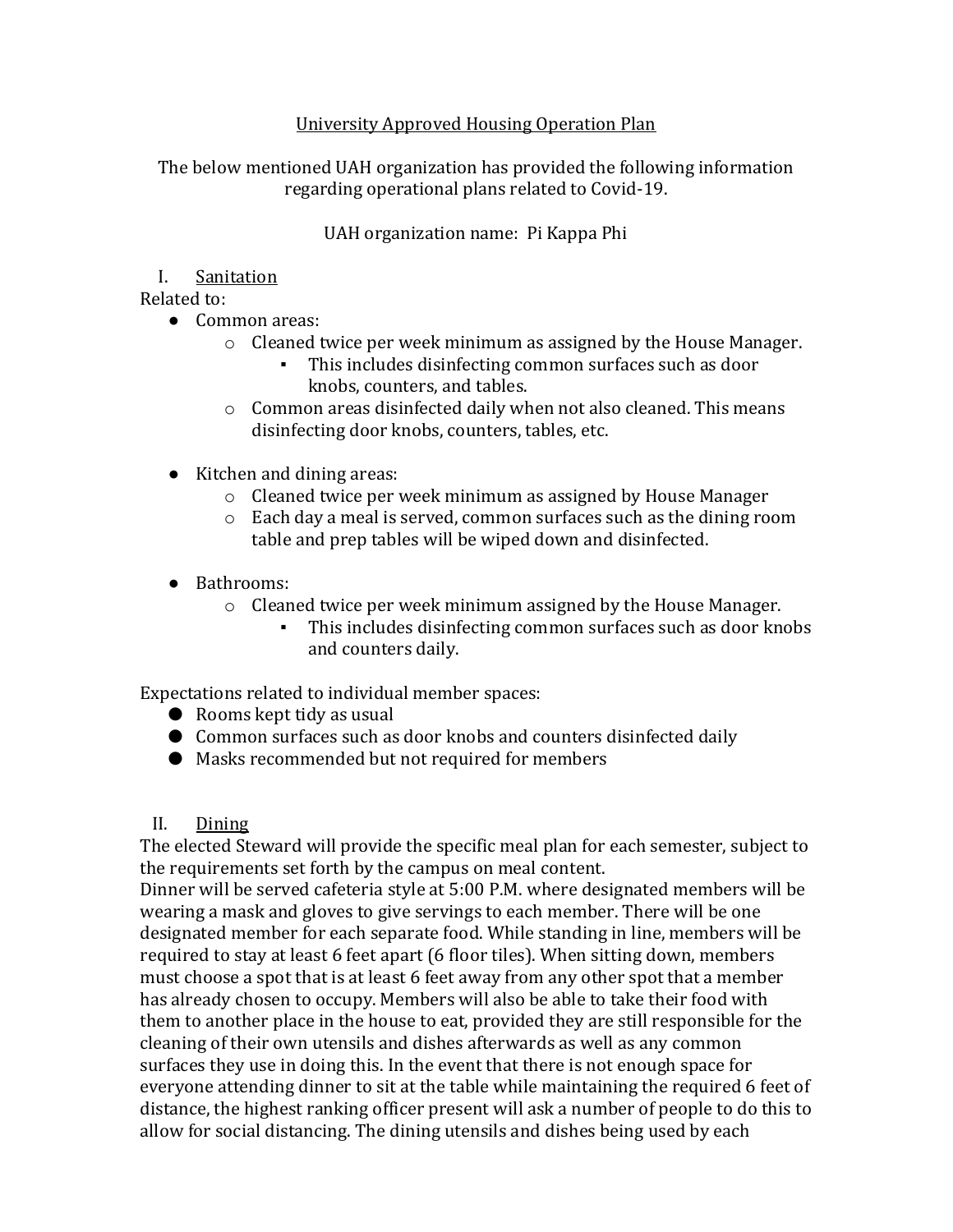University Approved Housing Operation Plan

The below mentioned UAH organization has provided the following information regarding operational plans related to Covid-19.

UAH organization name: Pi Kappa Phi

## I. Sanitation

Related to:

- Common areas:
  - Cleaned twice per week minimum as assigned by the House Manager.
    - This includes disinfecting common surfaces such as door knobs, counters, and tables.
  - Common areas disinfected daily when not also cleaned. This means disinfecting door knobs, counters, tables, etc.

- Kitchen and dining areas:
  - Cleaned twice per week minimum as assigned by House Manager
  - Each day a meal is served, common surfaces such as the dining room table and prep tables will be wiped down and disinfected.

- Bathrooms:
  - Cleaned twice per week minimum assigned by the House Manager.
    - This includes disinfecting common surfaces such as door knobs and counters daily.

Expectations related to individual member spaces:

- Rooms kept tidy as usual
- Common surfaces such as door knobs and counters disinfected daily
- Masks recommended but not required for members

## II. Dining

The elected Steward will provide the specific meal plan for each semester, subject to the requirements set forth by the campus on meal content.
Dinner will be served cafeteria style at 5:00 P.M. where designated members will be wearing a mask and gloves to give servings to each member. There will be one designated member for each separate food. While standing in line, members will be required to stay at least 6 feet apart (6 floor tiles). When sitting down, members must choose a spot that is at least 6 feet away from any other spot that a member has already chosen to occupy. Members will also be able to take their food with them to another place in the house to eat, provided they are still responsible for the cleaning of their own utensils and dishes afterwards as well as any common surfaces they use in doing this. In the event that there is not enough space for everyone attending dinner to sit at the table while maintaining the required 6 feet of distance, the highest ranking officer present will ask a number of people to do this to allow for social distancing. The dining utensils and dishes being used by each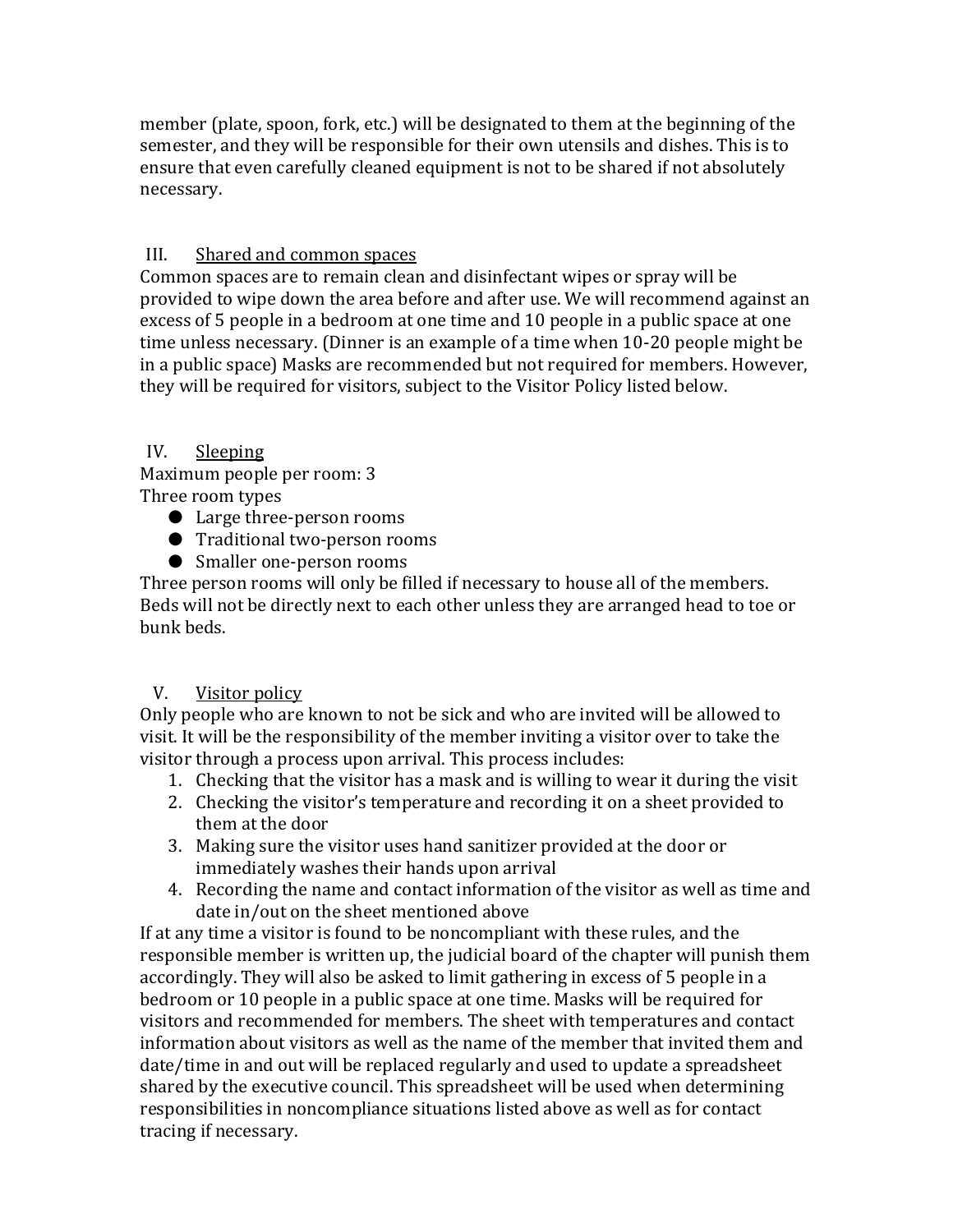member (plate, spoon, fork, etc.) will be designated to them at the beginning of the semester, and they will be responsible for their own utensils and dishes. This is to ensure that even carefully cleaned equipment is not to be shared if not absolutely necessary.

## III. Shared and common spaces

Common spaces are to remain clean and disinfectant wipes or spray will be provided to wipe down the area before and after use. We will recommend against an excess of 5 people in a bedroom at one time and 10 people in a public space at one time unless necessary. (Dinner is an example of a time when 10-20 people might be in a public space) Masks are recommended but not required for members. However, they will be required for visitors, subject to the Visitor Policy listed below.

## IV. Sleeping

Maximum people per room: 3

Three room types

- Large three-person rooms
- Traditional two-person rooms
- Smaller one-person rooms

Three person rooms will only be filled if necessary to house all of the members. Beds will not be directly next to each other unless they are arranged head to toe or bunk beds.

## V. Visitor policy

Only people who are known to not be sick and who are invited will be allowed to visit. It will be the responsibility of the member inviting a visitor over to take the visitor through a process upon arrival. This process includes:

1. Checking that the visitor has a mask and is willing to wear it during the visit
2. Checking the visitor's temperature and recording it on a sheet provided to them at the door
3. Making sure the visitor uses hand sanitizer provided at the door or immediately washes their hands upon arrival
4. Recording the name and contact information of the visitor as well as time and date in/out on the sheet mentioned above

If at any time a visitor is found to be noncompliant with these rules, and the responsible member is written up, the judicial board of the chapter will punish them accordingly. They will also be asked to limit gathering in excess of 5 people in a bedroom or 10 people in a public space at one time. Masks will be required for visitors and recommended for members. The sheet with temperatures and contact information about visitors as well as the name of the member that invited them and date/time in and out will be replaced regularly and used to update a spreadsheet shared by the executive council. This spreadsheet will be used when determining responsibilities in noncompliance situations listed above as well as for contact tracing if necessary.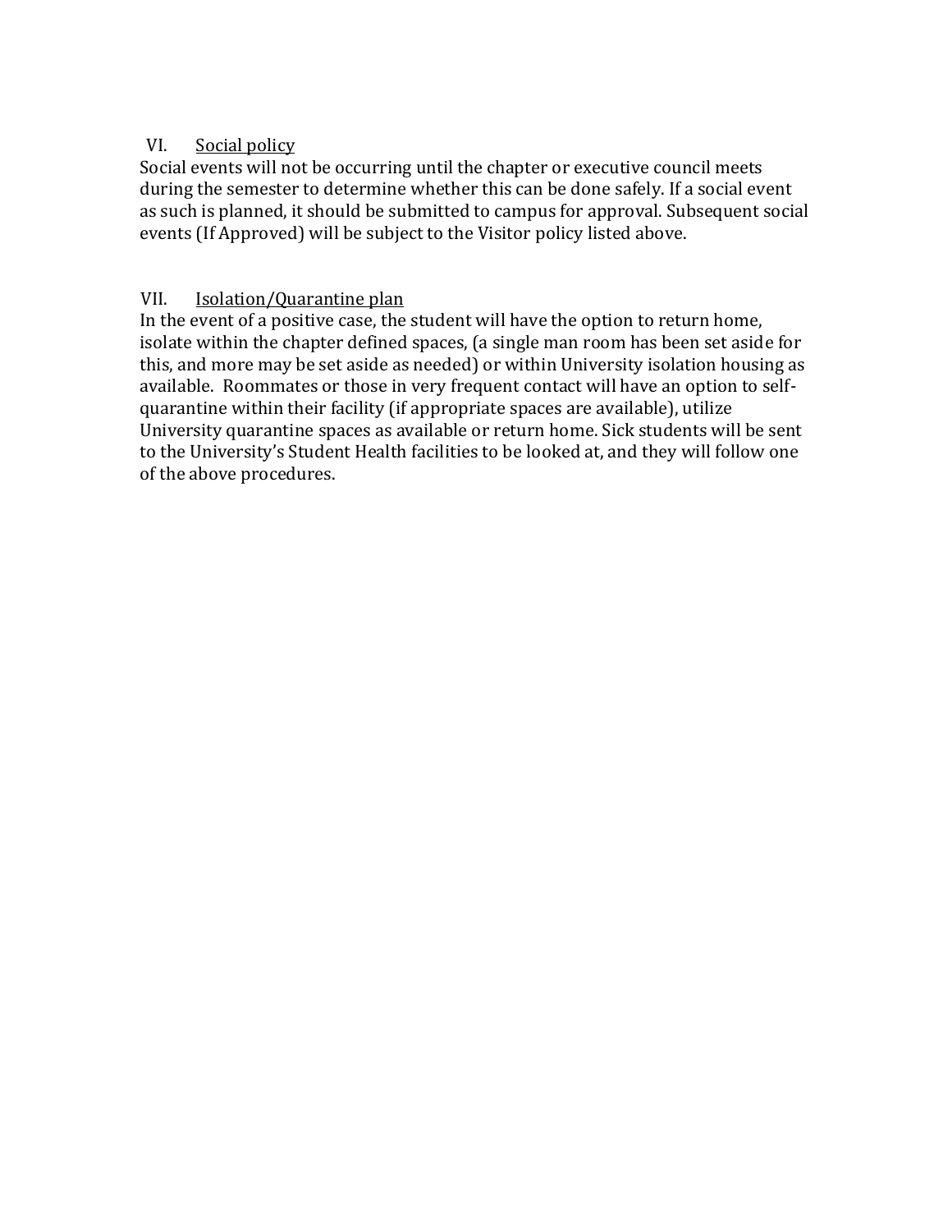## VI. Social policy

Social events will not be occurring until the chapter or executive council meets during the semester to determine whether this can be done safely. If a social event as such is planned, it should be submitted to campus for approval. Subsequent social events (If Approved) will be subject to the Visitor policy listed above.

## VII. Isolation/Quarantine plan

In the event of a positive case, the student will have the option to return home, isolate within the chapter defined spaces, (a single man room has been set aside for this, and more may be set aside as needed) or within University isolation housing as available. Roommates or those in very frequent contact will have an option to self-quarantine within their facility (if appropriate spaces are available), utilize University quarantine spaces as available or return home. Sick students will be sent to the University's Student Health facilities to be looked at, and they will follow one of the above procedures.